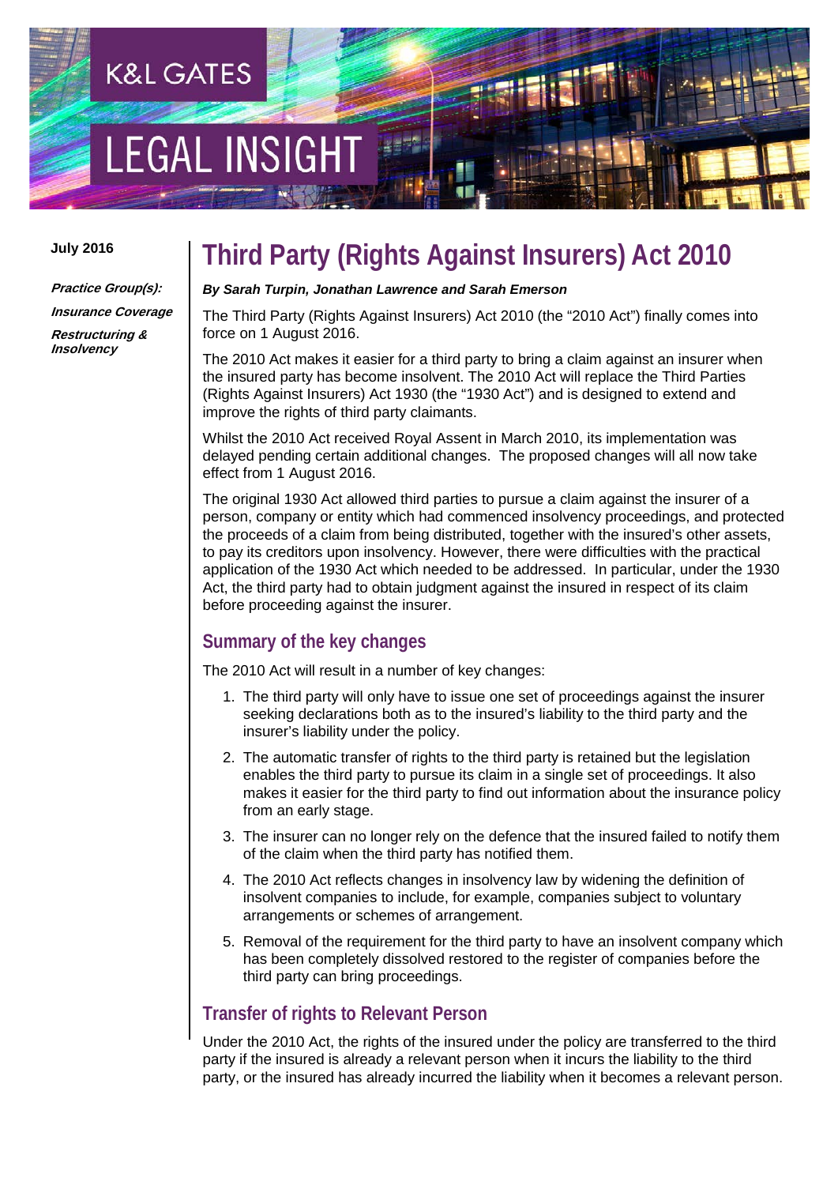K&L GATES

LEGAL INSIGHT

**July 2016**

***Practice Group(s):***

***Insurance Coverage***

***Restructuring & Insolvency***

# Third Party (Rights Against Insurers) Act 2010

***By Sarah Turpin, Jonathan Lawrence and Sarah Emerson***

The Third Party (Rights Against Insurers) Act 2010 (the "2010 Act") finally comes into force on 1 August 2016.

The 2010 Act makes it easier for a third party to bring a claim against an insurer when the insured party has become insolvent. The 2010 Act will replace the Third Parties (Rights Against Insurers) Act 1930 (the "1930 Act") and is designed to extend and improve the rights of third party claimants.

Whilst the 2010 Act received Royal Assent in March 2010, its implementation was delayed pending certain additional changes. The proposed changes will all now take effect from 1 August 2016.

The original 1930 Act allowed third parties to pursue a claim against the insurer of a person, company or entity which had commenced insolvency proceedings, and protected the proceeds of a claim from being distributed, together with the insured's other assets, to pay its creditors upon insolvency. However, there were difficulties with the practical application of the 1930 Act which needed to be addressed. In particular, under the 1930 Act, the third party had to obtain judgment against the insured in respect of its claim before proceeding against the insurer.

## Summary of the key changes

The 2010 Act will result in a number of key changes:

1. The third party will only have to issue one set of proceedings against the insurer seeking declarations both as to the insured's liability to the third party and the insurer's liability under the policy.
2. The automatic transfer of rights to the third party is retained but the legislation enables the third party to pursue its claim in a single set of proceedings. It also makes it easier for the third party to find out information about the insurance policy from an early stage.
3. The insurer can no longer rely on the defence that the insured failed to notify them of the claim when the third party has notified them.
4. The 2010 Act reflects changes in insolvency law by widening the definition of insolvent companies to include, for example, companies subject to voluntary arrangements or schemes of arrangement.
5. Removal of the requirement for the third party to have an insolvent company which has been completely dissolved restored to the register of companies before the third party can bring proceedings.

## Transfer of rights to Relevant Person

Under the 2010 Act, the rights of the insured under the policy are transferred to the third party if the insured is already a relevant person when it incurs the liability to the third party, or the insured has already incurred the liability when it becomes a relevant person.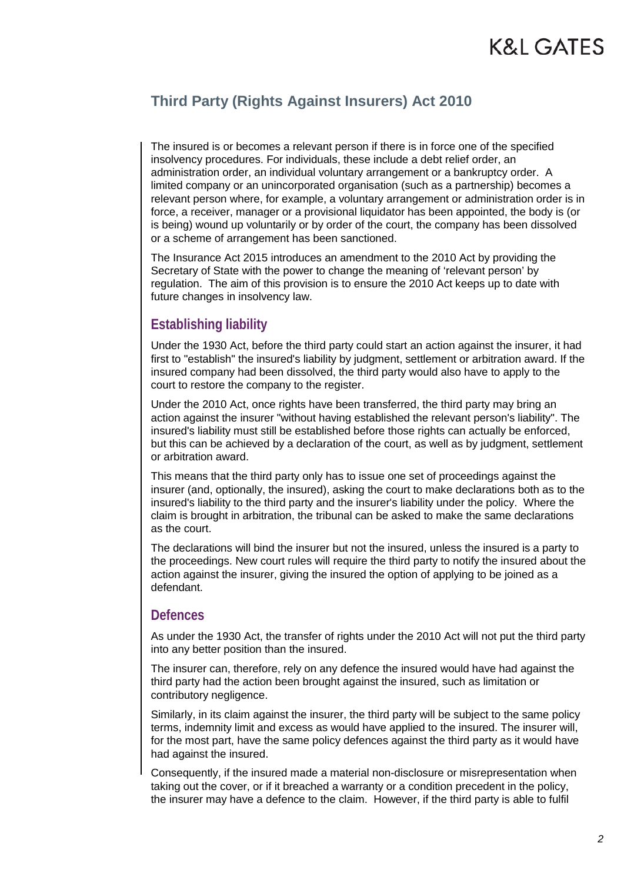The insured is or becomes a relevant person if there is in force one of the specified insolvency procedures. For individuals, these include a debt relief order, an administration order, an individual voluntary arrangement or a bankruptcy order. A limited company or an unincorporated organisation (such as a partnership) becomes a relevant person where, for example, a voluntary arrangement or administration order is in force, a receiver, manager or a provisional liquidator has been appointed, the body is (or is being) wound up voluntarily or by order of the court, the company has been dissolved or a scheme of arrangement has been sanctioned.

The Insurance Act 2015 introduces an amendment to the 2010 Act by providing the Secretary of State with the power to change the meaning of 'relevant person' by regulation. The aim of this provision is to ensure the 2010 Act keeps up to date with future changes in insolvency law.

## Establishing liability

Under the 1930 Act, before the third party could start an action against the insurer, it had first to "establish" the insured's liability by judgment, settlement or arbitration award. If the insured company had been dissolved, the third party would also have to apply to the court to restore the company to the register.

Under the 2010 Act, once rights have been transferred, the third party may bring an action against the insurer "without having established the relevant person's liability". The insured's liability must still be established before those rights can actually be enforced, but this can be achieved by a declaration of the court, as well as by judgment, settlement or arbitration award.

This means that the third party only has to issue one set of proceedings against the insurer (and, optionally, the insured), asking the court to make declarations both as to the insured's liability to the third party and the insurer's liability under the policy. Where the claim is brought in arbitration, the tribunal can be asked to make the same declarations as the court.

The declarations will bind the insurer but not the insured, unless the insured is a party to the proceedings. New court rules will require the third party to notify the insured about the action against the insurer, giving the insured the option of applying to be joined as a defendant.

## Defences

As under the 1930 Act, the transfer of rights under the 2010 Act will not put the third party into any better position than the insured.

The insurer can, therefore, rely on any defence the insured would have had against the third party had the action been brought against the insured, such as limitation or contributory negligence.

Similarly, in its claim against the insurer, the third party will be subject to the same policy terms, indemnity limit and excess as would have applied to the insured. The insurer will, for the most part, have the same policy defences against the third party as it would have had against the insured.

Consequently, if the insured made a material non-disclosure or misrepresentation when taking out the cover, or if it breached a warranty or a condition precedent in the policy, the insurer may have a defence to the claim. However, if the third party is able to fulfil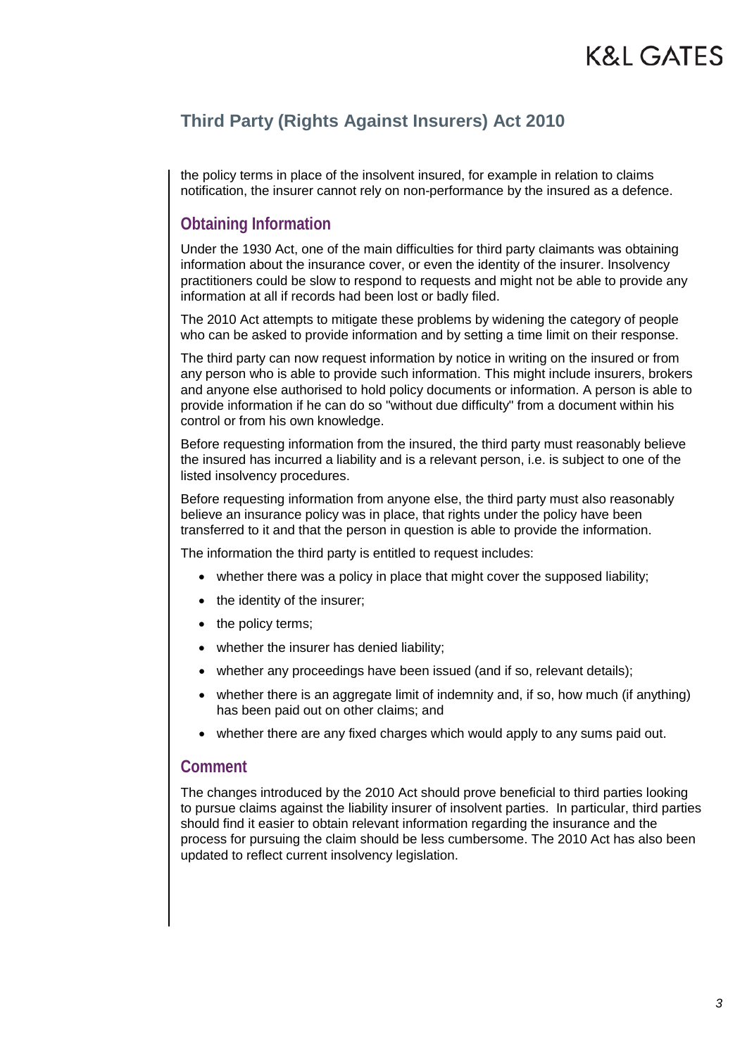the policy terms in place of the insolvent insured, for example in relation to claims notification, the insurer cannot rely on non-performance by the insured as a defence.

## Obtaining Information

Under the 1930 Act, one of the main difficulties for third party claimants was obtaining information about the insurance cover, or even the identity of the insurer. Insolvency practitioners could be slow to respond to requests and might not be able to provide any information at all if records had been lost or badly filed.

The 2010 Act attempts to mitigate these problems by widening the category of people who can be asked to provide information and by setting a time limit on their response.

The third party can now request information by notice in writing on the insured or from any person who is able to provide such information. This might include insurers, brokers and anyone else authorised to hold policy documents or information. A person is able to provide information if he can do so "without due difficulty" from a document within his control or from his own knowledge.

Before requesting information from the insured, the third party must reasonably believe the insured has incurred a liability and is a relevant person, i.e. is subject to one of the listed insolvency procedures.

Before requesting information from anyone else, the third party must also reasonably believe an insurance policy was in place, that rights under the policy have been transferred to it and that the person in question is able to provide the information.

The information the third party is entitled to request includes:

- whether there was a policy in place that might cover the supposed liability;
- the identity of the insurer;
- the policy terms;
- whether the insurer has denied liability;
- whether any proceedings have been issued (and if so, relevant details);
- whether there is an aggregate limit of indemnity and, if so, how much (if anything) has been paid out on other claims; and
- whether there are any fixed charges which would apply to any sums paid out.

## Comment

The changes introduced by the 2010 Act should prove beneficial to third parties looking to pursue claims against the liability insurer of insolvent parties. In particular, third parties should find it easier to obtain relevant information regarding the insurance and the process for pursuing the claim should be less cumbersome. The 2010 Act has also been updated to reflect current insolvency legislation.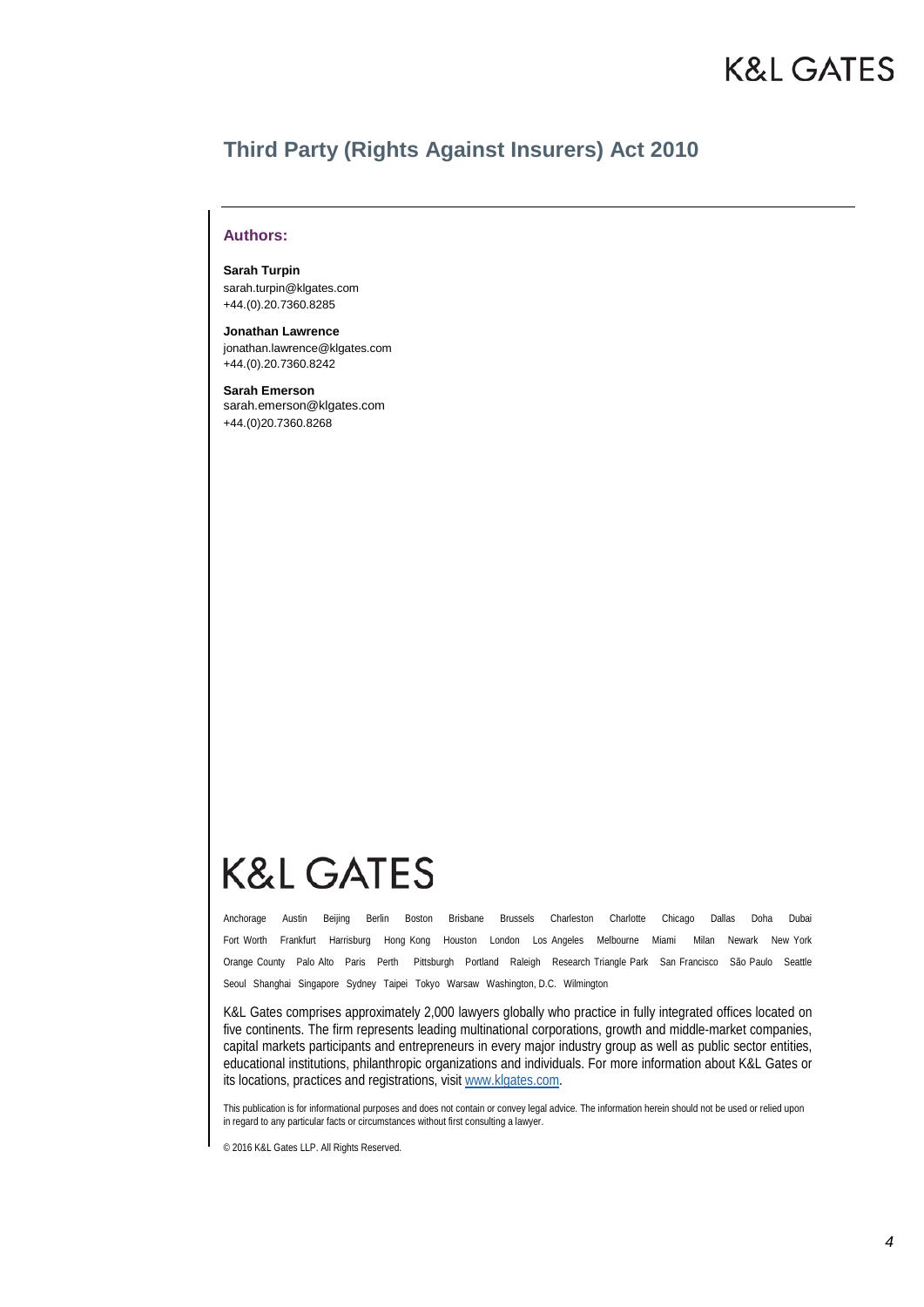## Third Party (Rights Against Insurers) Act 2010

### Authors:

**Sarah Turpin**
sarah.turpin@klgates.com
+44.(0).20.7360.8285

**Jonathan Lawrence**
jonathan.lawrence@klgates.com
+44.(0).20.7360.8242

**Sarah Emerson**
sarah.emerson@klgates.com
+44.(0)20.7360.8268

# K&L GATES

Anchorage Austin Beijing Berlin Boston Brisbane Brussels Charleston Charlotte Chicago Dallas Doha Dubai Fort Worth Frankfurt Harrisburg Hong Kong Houston London Los Angeles Melbourne Miami Milan Newark New York Orange County Palo Alto Paris Perth Pittsburgh Portland Raleigh Research Triangle Park San Francisco São Paulo Seattle Seoul Shanghai Singapore Sydney Taipei Tokyo Warsaw Washington, D.C. Wilmington

K&L Gates comprises approximately 2,000 lawyers globally who practice in fully integrated offices located on five continents. The firm represents leading multinational corporations, growth and middle-market companies, capital markets participants and entrepreneurs in every major industry group as well as public sector entities, educational institutions, philanthropic organizations and individuals. For more information about K&L Gates or its locations, practices and registrations, visit www.klgates.com.

This publication is for informational purposes and does not contain or convey legal advice. The information herein should not be used or relied upon in regard to any particular facts or circumstances without first consulting a lawyer.

© 2016 K&L Gates LLP. All Rights Reserved.